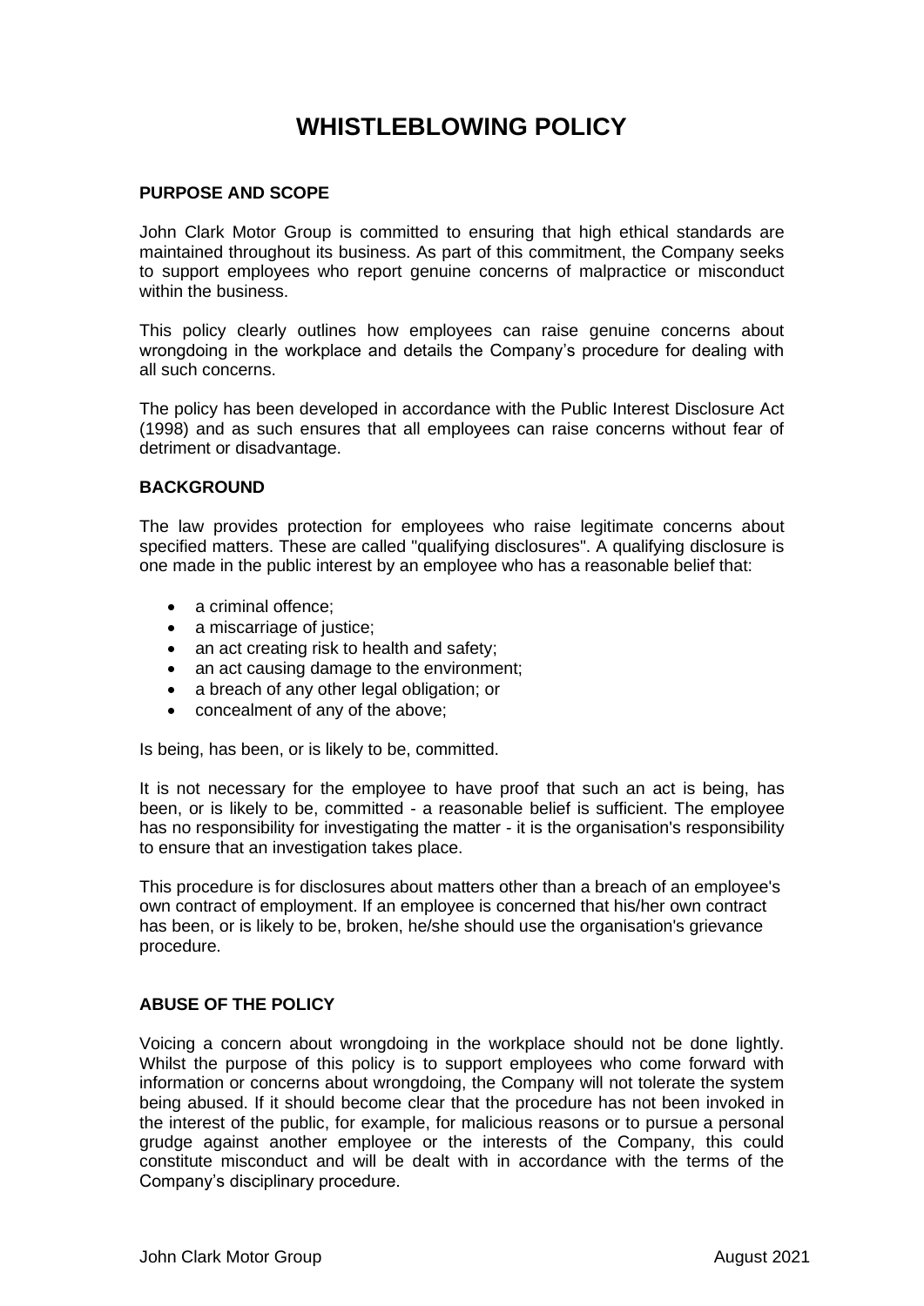# WHISTLEBLOWING POLICY

## PURPOSE AND SCOPE

John Clark Motor Group is committed to ensuring that high ethical standards are maintained throughout its business. As part of this commitment, the Company seeks to support employees who report genuine concerns of malpractice or misconduct within the business.

This policy clearly outlines how employees can raise genuine concerns about wrongdoing in the workplace and details the Company's procedure for dealing with all such concerns.

The policy has been developed in accordance with the Public Interest Disclosure Act (1998) and as such ensures that all employees can raise concerns without fear of detriment or disadvantage.

## BACKGROUND

The law provides protection for employees who raise legitimate concerns about specified matters. These are called "qualifying disclosures". A qualifying disclosure is one made in the public interest by an employee who has a reasonable belief that:

- a criminal offence;
- a miscarriage of justice;
- an act creating risk to health and safety;
- an act causing damage to the environment;
- a breach of any other legal obligation; or
- concealment of any of the above;

Is being, has been, or is likely to be, committed.

It is not necessary for the employee to have proof that such an act is being, has been, or is likely to be, committed - a reasonable belief is sufficient. The employee has no responsibility for investigating the matter - it is the organisation's responsibility to ensure that an investigation takes place.

This procedure is for disclosures about matters other than a breach of an employee's own contract of employment. If an employee is concerned that his/her own contract has been, or is likely to be, broken, he/she should use the organisation's grievance procedure.

## ABUSE OF THE POLICY

Voicing a concern about wrongdoing in the workplace should not be done lightly. Whilst the purpose of this policy is to support employees who come forward with information or concerns about wrongdoing, the Company will not tolerate the system being abused. If it should become clear that the procedure has not been invoked in the interest of the public, for example, for malicious reasons or to pursue a personal grudge against another employee or the interests of the Company, this could constitute misconduct and will be dealt with in accordance with the terms of the Company's disciplinary procedure.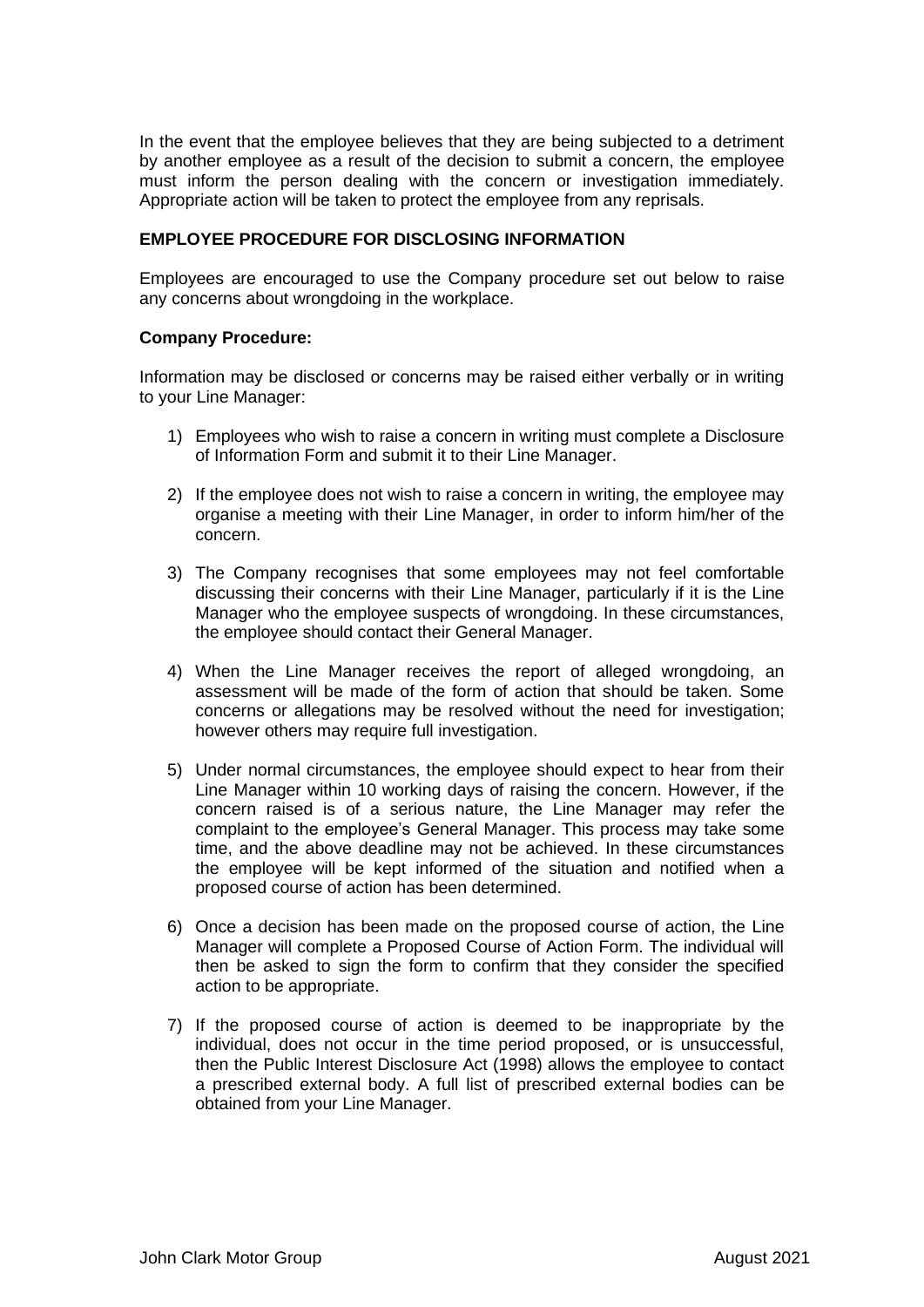In the event that the employee believes that they are being subjected to a detriment by another employee as a result of the decision to submit a concern, the employee must inform the person dealing with the concern or investigation immediately. Appropriate action will be taken to protect the employee from any reprisals.

**EMPLOYEE PROCEDURE FOR DISCLOSING INFORMATION**

Employees are encouraged to use the Company procedure set out below to raise any concerns about wrongdoing in the workplace.

**Company Procedure:**

Information may be disclosed or concerns may be raised either verbally or in writing to your Line Manager:

1) Employees who wish to raise a concern in writing must complete a Disclosure of Information Form and submit it to their Line Manager.

2) If the employee does not wish to raise a concern in writing, the employee may organise a meeting with their Line Manager, in order to inform him/her of the concern.

3) The Company recognises that some employees may not feel comfortable discussing their concerns with their Line Manager, particularly if it is the Line Manager who the employee suspects of wrongdoing. In these circumstances, the employee should contact their General Manager.

4) When the Line Manager receives the report of alleged wrongdoing, an assessment will be made of the form of action that should be taken. Some concerns or allegations may be resolved without the need for investigation; however others may require full investigation.

5) Under normal circumstances, the employee should expect to hear from their Line Manager within 10 working days of raising the concern. However, if the concern raised is of a serious nature, the Line Manager may refer the complaint to the employee's General Manager. This process may take some time, and the above deadline may not be achieved. In these circumstances the employee will be kept informed of the situation and notified when a proposed course of action has been determined.

6) Once a decision has been made on the proposed course of action, the Line Manager will complete a Proposed Course of Action Form. The individual will then be asked to sign the form to confirm that they consider the specified action to be appropriate.

7) If the proposed course of action is deemed to be inappropriate by the individual, does not occur in the time period proposed, or is unsuccessful, then the Public Interest Disclosure Act (1998) allows the employee to contact a prescribed external body. A full list of prescribed external bodies can be obtained from your Line Manager.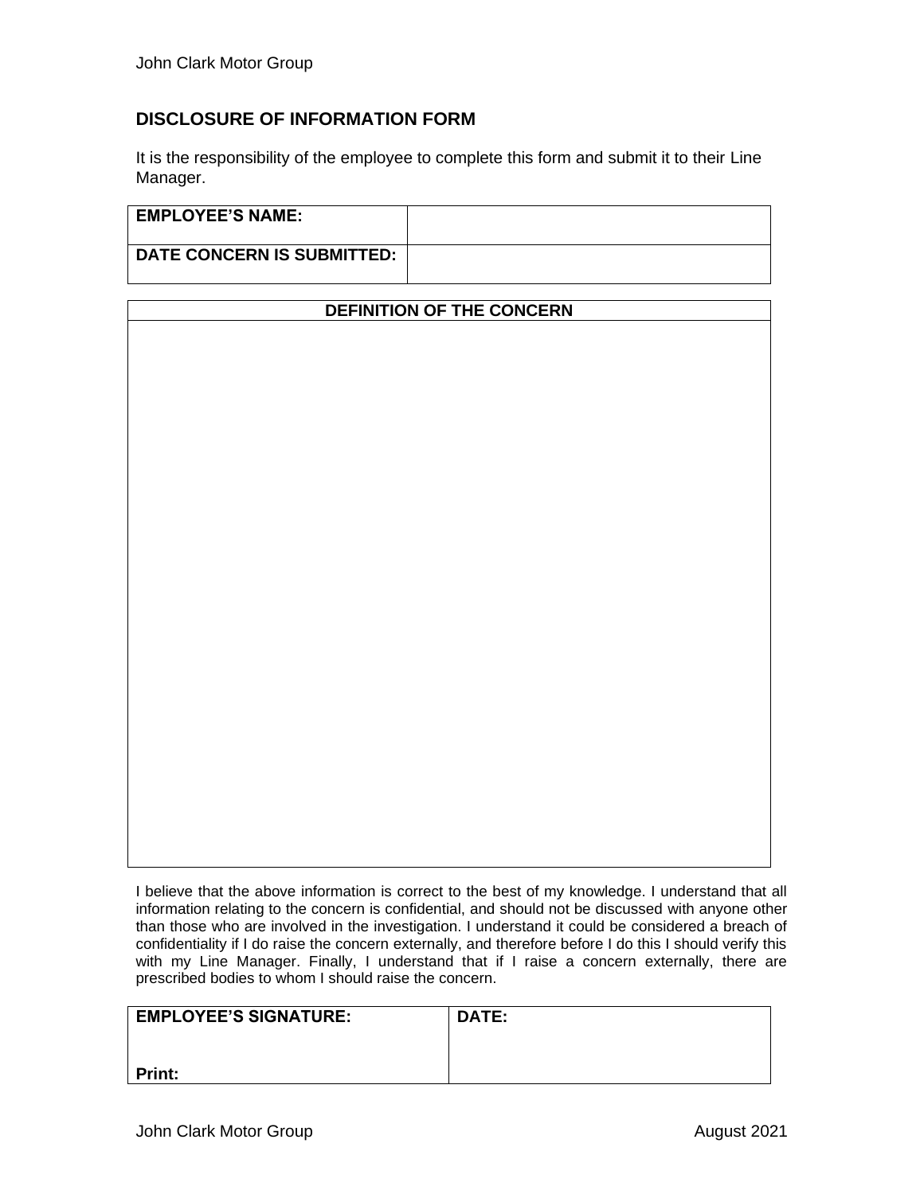## DISCLOSURE OF INFORMATION FORM

It is the responsibility of the employee to complete this form and submit it to their Line Manager.

| **EMPLOYEE'S NAME:** | |
|---|---|
| **DATE CONCERN IS SUBMITTED:** | |

| **DEFINITION OF THE CONCERN** |
|---|
| |

I believe that the above information is correct to the best of my knowledge. I understand that all information relating to the concern is confidential, and should not be discussed with anyone other than those who are involved in the investigation. I understand it could be considered a breach of confidentiality if I do raise the concern externally, and therefore before I do this I should verify this with my Line Manager. Finally, I understand that if I raise a concern externally, there are prescribed bodies to whom I should raise the concern.

| **EMPLOYEE'S SIGNATURE:** | **DATE:** |
|---|---|
| **Print:** | |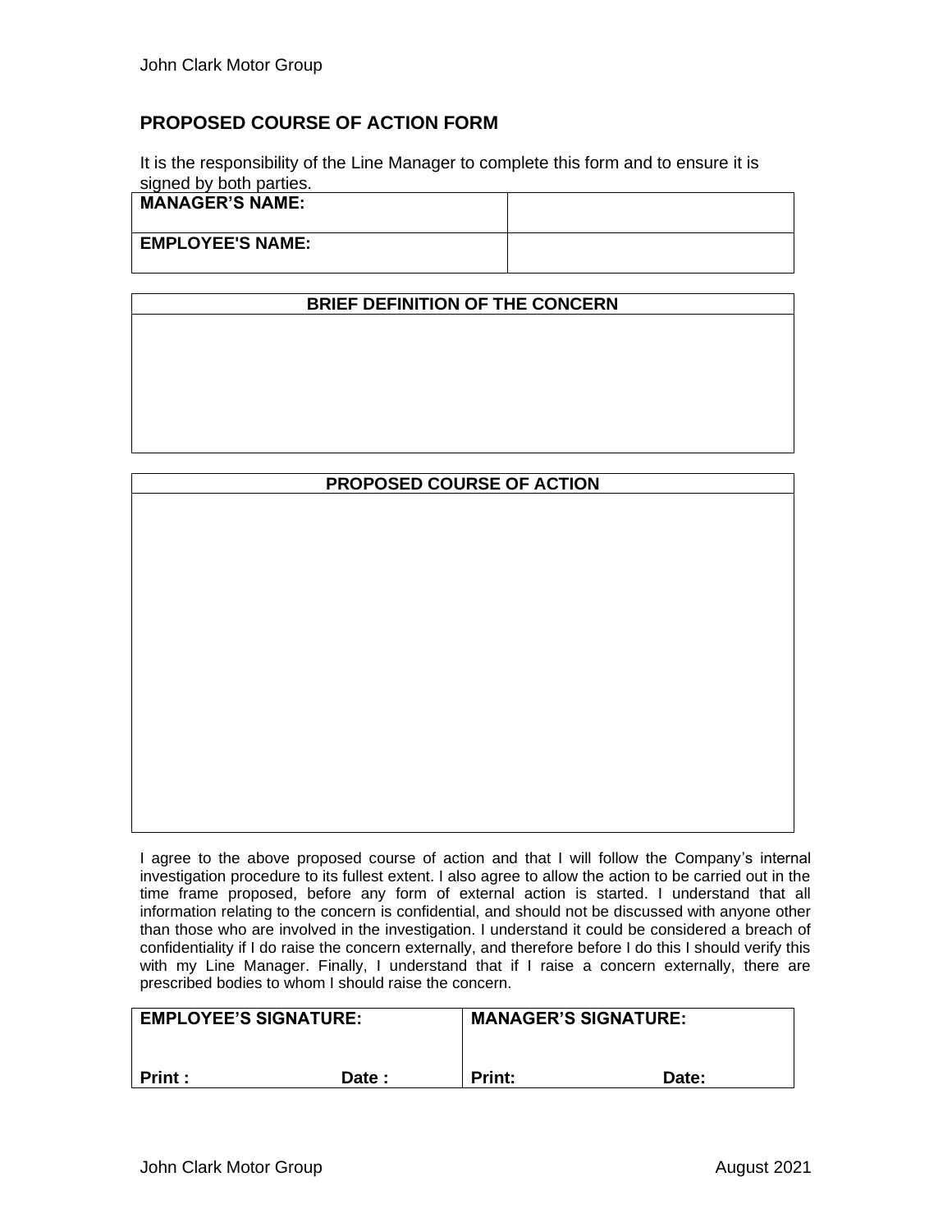## PROPOSED COURSE OF ACTION FORM

It is the responsibility of the Line Manager to complete this form and to ensure it is signed by both parties.

| | |
|---|---|
| **MANAGER'S NAME:** | |
| **EMPLOYEE'S NAME:** | |

| **BRIEF DEFINITION OF THE CONCERN** |
|---|
| |

| **PROPOSED COURSE OF ACTION** |
|---|
| |

I agree to the above proposed course of action and that I will follow the Company's internal investigation procedure to its fullest extent. I also agree to allow the action to be carried out in the time frame proposed, before any form of external action is started. I understand that all information relating to the concern is confidential, and should not be discussed with anyone other than those who are involved in the investigation. I understand it could be considered a breach of confidentiality if I do raise the concern externally, and therefore before I do this I should verify this with my Line Manager. Finally, I understand that if I raise a concern externally, there are prescribed bodies to whom I should raise the concern.

| **EMPLOYEE'S SIGNATURE:** | | **MANAGER'S SIGNATURE:** | |
|---|---|---|---|
| **Print :** | **Date :** | **Print:** | **Date:** |